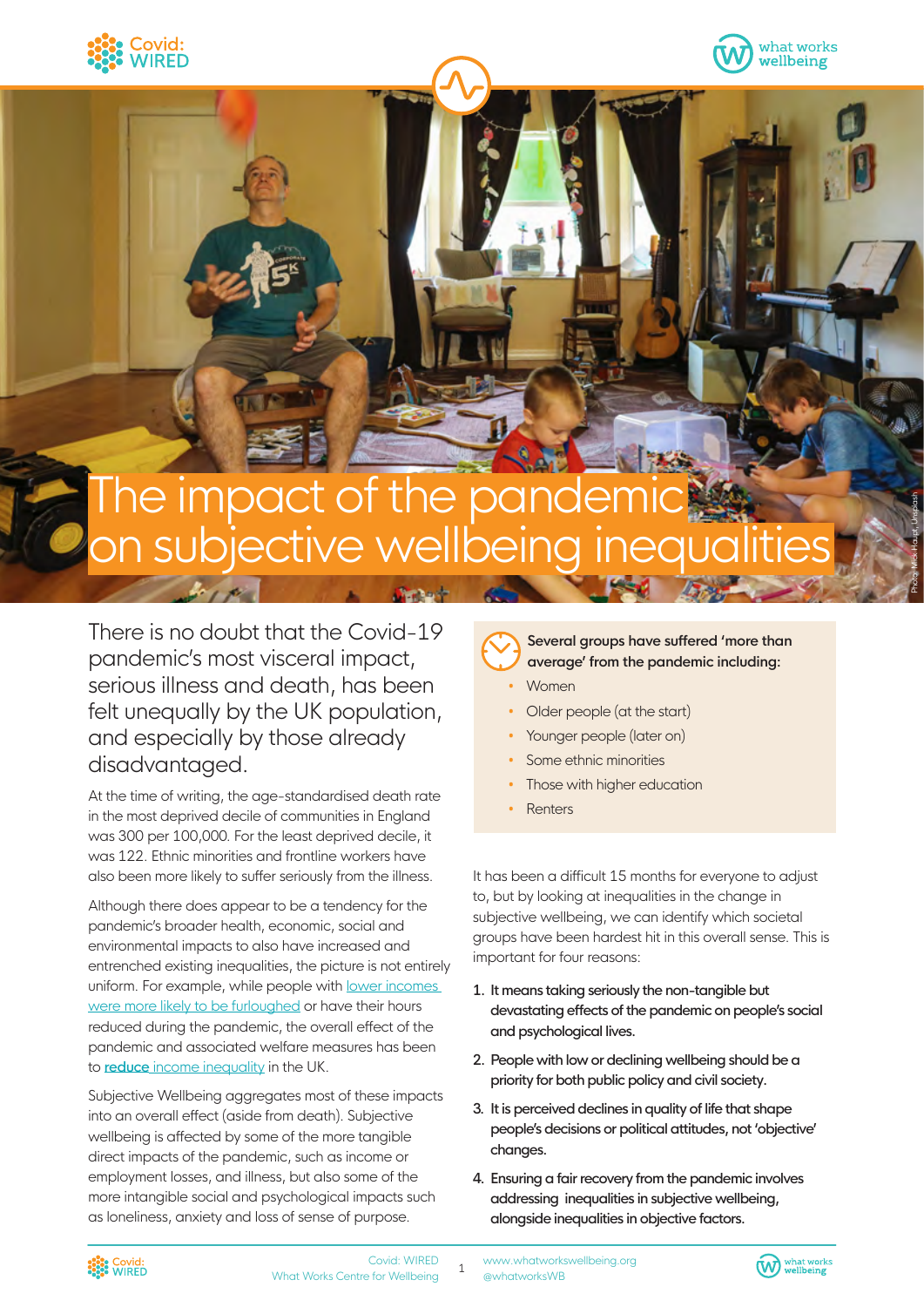# The impact of the pandemic on subjective wellbeing inequalities

There is no doubt that the Covid-19 pandemic's most visceral impact, serious illness and death, has been felt unequally by the UK population, and especially by those already disadvantaged.

At the time of writing, the age-standardised death rate in the most deprived decile of communities in England was 300 per 100,000. For the least deprived decile, it was 122. Ethnic minorities and frontline workers have also been more likely to suffer seriously from the illness.

Although there does appear to be a tendency for the pandemic's broader health, economic, social and environmental impacts to also have increased and entrenched existing inequalities, the picture is not entirely uniform. For example, while people with lower incomes were more likely to be furloughed or have their hours reduced during the pandemic, the overall effect of the pandemic and associated welfare measures has been to **reduce** income inequality in the UK.

Subjective Wellbeing aggregates most of these impacts into an overall effect (aside from death). Subjective wellbeing is affected by some of the more tangible direct impacts of the pandemic, such as income or employment losses, and illness, but also some of the more intangible social and psychological impacts such as loneliness, anxiety and loss of sense of purpose.

**Several groups have suffered 'more than average' from the pandemic including:**

- Women
- Older people (at the start)
- Younger people (later on)
- Some ethnic minorities
- Those with higher education
- Renters

It has been a difficult 15 months for everyone to adjust to, but by looking at inequalities in the change in subjective wellbeing, we can identify which societal groups have been hardest hit in this overall sense. This is important for four reasons:

1. **It means taking seriously the non-tangible but devastating effects of the pandemic on people's social and psychological lives.**
2. **People with low or declining wellbeing should be a priority for both public policy and civil society.**
3. **It is perceived declines in quality of life that shape people's decisions or political attitudes, not 'objective' changes.**
4. **Ensuring a fair recovery from the pandemic involves addressing inequalities in subjective wellbeing, alongside inequalities in objective factors.**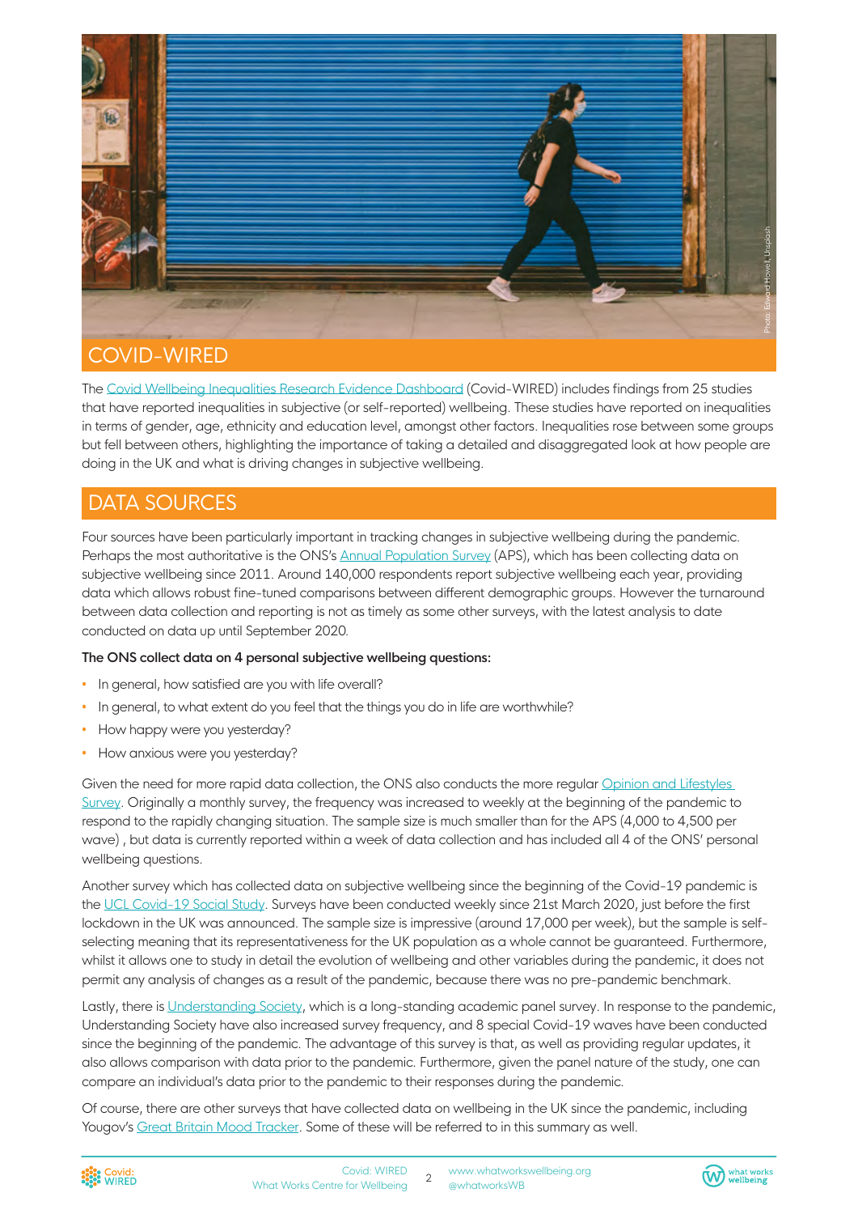## COVID-WIRED

The Covid Wellbeing Inequalities Research Evidence Dashboard (Covid-WIRED) includes findings from 25 studies that have reported inequalities in subjective (or self-reported) wellbeing. These studies have reported on inequalities in terms of gender, age, ethnicity and education level, amongst other factors. Inequalities rose between some groups but fell between others, highlighting the importance of taking a detailed and disaggregated look at how people are doing in the UK and what is driving changes in subjective wellbeing.

## DATA SOURCES

Four sources have been particularly important in tracking changes in subjective wellbeing during the pandemic. Perhaps the most authoritative is the ONS's Annual Population Survey (APS), which has been collecting data on subjective wellbeing since 2011. Around 140,000 respondents report subjective wellbeing each year, providing data which allows robust fine-tuned comparisons between different demographic groups. However the turnaround between data collection and reporting is not as timely as some other surveys, with the latest analysis to date conducted on data up until September 2020.

**The ONS collect data on 4 personal subjective wellbeing questions:**

- In general, how satisfied are you with life overall?
- In general, to what extent do you feel that the things you do in life are worthwhile?
- How happy were you yesterday?
- How anxious were you yesterday?

Given the need for more rapid data collection, the ONS also conducts the more regular Opinion and Lifestyles Survey. Originally a monthly survey, the frequency was increased to weekly at the beginning of the pandemic to respond to the rapidly changing situation. The sample size is much smaller than for the APS (4,000 to 4,500 per wave) , but data is currently reported within a week of data collection and has included all 4 of the ONS' personal wellbeing questions.

Another survey which has collected data on subjective wellbeing since the beginning of the Covid-19 pandemic is the UCL Covid-19 Social Study. Surveys have been conducted weekly since 21st March 2020, just before the first lockdown in the UK was announced. The sample size is impressive (around 17,000 per week), but the sample is self-selecting meaning that its representativeness for the UK population as a whole cannot be guaranteed. Furthermore, whilst it allows one to study in detail the evolution of wellbeing and other variables during the pandemic, it does not permit any analysis of changes as a result of the pandemic, because there was no pre-pandemic benchmark.

Lastly, there is Understanding Society, which is a long-standing academic panel survey. In response to the pandemic, Understanding Society have also increased survey frequency, and 8 special Covid-19 waves have been conducted since the beginning of the pandemic. The advantage of this survey is that, as well as providing regular updates, it also allows comparison with data prior to the pandemic. Furthermore, given the panel nature of the study, one can compare an individual's data prior to the pandemic to their responses during the pandemic.

Of course, there are other surveys that have collected data on wellbeing in the UK since the pandemic, including Yougov's Great Britain Mood Tracker. Some of these will be referred to in this summary as well.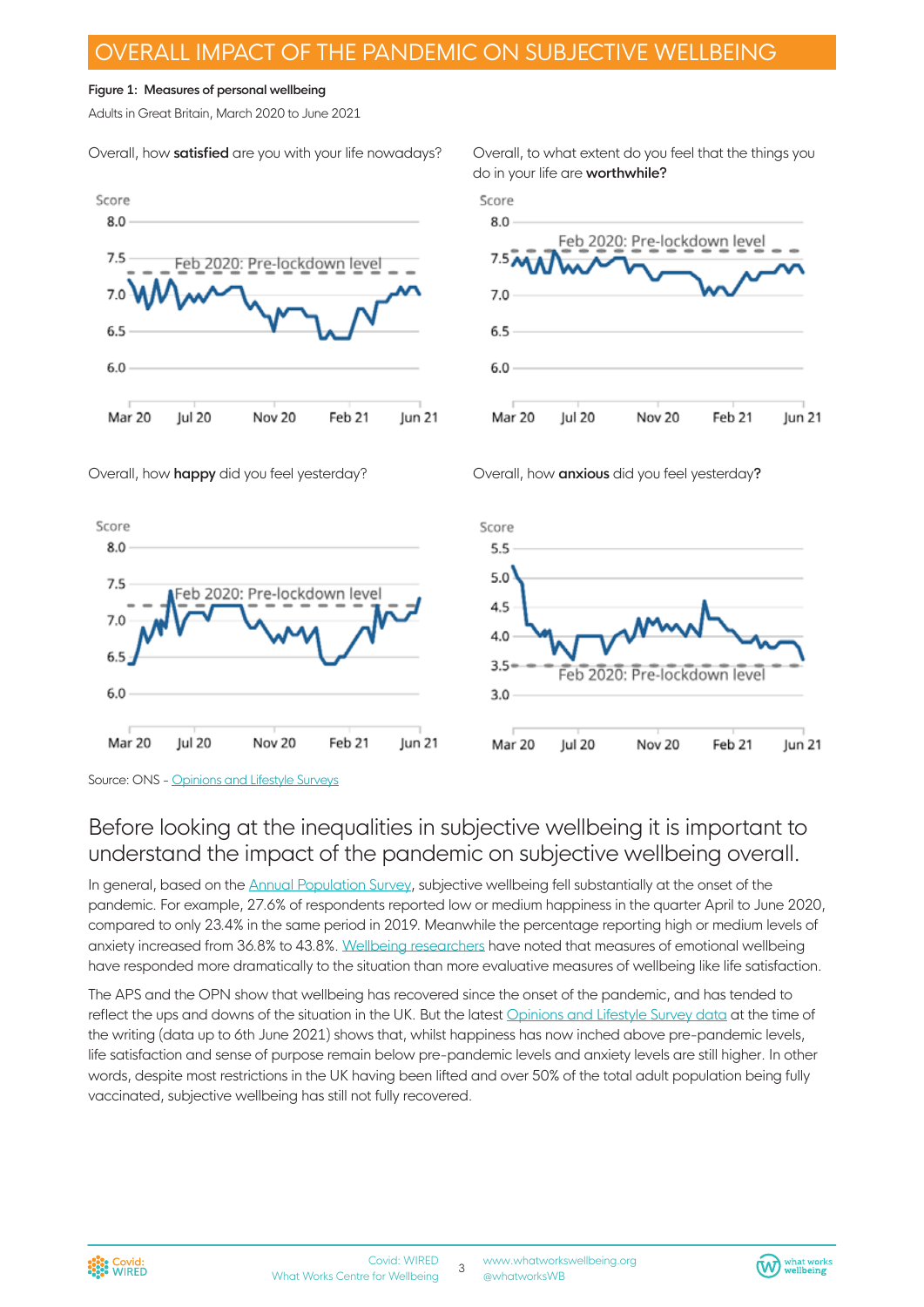# OVERALL IMPACT OF THE PANDEMIC ON SUBJECTIVE WELLBEING

**Figure 1: Measures of personal wellbeing**

Adults in Great Britain, March 2020 to June 2021

Overall, how **satisfied** are you with your life nowadays?

Overall, to what extent do you feel that the things you do in your life are **worthwhile?**

Overall, how **happy** did you feel yesterday?

Overall, how **anxious** did you feel yesterday**?**

Source: ONS - Opinions and Lifestyle Surveys

## Before looking at the inequalities in subjective wellbeing it is important to understand the impact of the pandemic on subjective wellbeing overall.

In general, based on the Annual Population Survey, subjective wellbeing fell substantially at the onset of the pandemic. For example, 27.6% of respondents reported low or medium happiness in the quarter April to June 2020, compared to only 23.4% in the same period in 2019. Meanwhile the percentage reporting high or medium levels of anxiety increased from 36.8% to 43.8%. Wellbeing researchers have noted that measures of emotional wellbeing have responded more dramatically to the situation than more evaluative measures of wellbeing like life satisfaction.

The APS and the OPN show that wellbeing has recovered since the onset of the pandemic, and has tended to reflect the ups and downs of the situation in the UK. But the latest Opinions and Lifestyle Survey data at the time of the writing (data up to 6th June 2021) shows that, whilst happiness has now inched above pre-pandemic levels, life satisfaction and sense of purpose remain below pre-pandemic levels and anxiety levels are still higher. In other words, despite most restrictions in the UK having been lifted and over 50% of the total adult population being fully vaccinated, subjective wellbeing has still not fully recovered.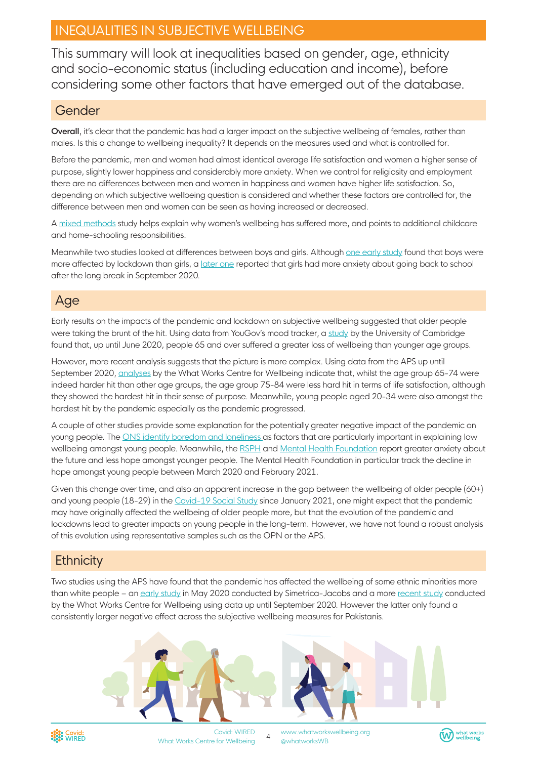# INEQUALITIES IN SUBJECTIVE WELLBEING

This summary will look at inequalities based on gender, age, ethnicity and socio-economic status (including education and income), before considering some other factors that have emerged out of the database.

## Gender

**Overall**, it's clear that the pandemic has had a larger impact on the subjective wellbeing of females, rather than males. Is this a change to wellbeing inequality? It depends on the measures used and what is controlled for.

Before the pandemic, men and women had almost identical average life satisfaction and women a higher sense of purpose, slightly lower happiness and considerably more anxiety. When we control for religiosity and employment there are no differences between men and women in happiness and women have higher life satisfaction. So, depending on which subjective wellbeing question is considered and whether these factors are controlled for, the difference between men and women can be seen as having increased or decreased.

A mixed methods study helps explain why women's wellbeing has suffered more, and points to additional childcare and home-schooling responsibilities.

Meanwhile two studies looked at differences between boys and girls. Although one early study found that boys were more affected by lockdown than girls, a later one reported that girls had more anxiety about going back to school after the long break in September 2020.

## Age

Early results on the impacts of the pandemic and lockdown on subjective wellbeing suggested that older people were taking the brunt of the hit. Using data from YouGov's mood tracker, a study by the University of Cambridge found that, up until June 2020, people 65 and over suffered a greater loss of wellbeing than younger age groups.

However, more recent analysis suggests that the picture is more complex. Using data from the APS up until September 2020, analyses by the What Works Centre for Wellbeing indicate that, whilst the age group 65-74 were indeed harder hit than other age groups, the age group 75-84 were less hard hit in terms of life satisfaction, although they showed the hardest hit in their sense of purpose. Meanwhile, young people aged 20-34 were also amongst the hardest hit by the pandemic especially as the pandemic progressed.

A couple of other studies provide some explanation for the potentially greater negative impact of the pandemic on young people. The ONS identify boredom and loneliness as factors that are particularly important in explaining low wellbeing amongst young people. Meanwhile, the RSPH and Mental Health Foundation report greater anxiety about the future and less hope amongst younger people. The Mental Health Foundation in particular track the decline in hope amongst young people between March 2020 and February 2021.

Given this change over time, and also an apparent increase in the gap between the wellbeing of older people (60+) and young people (18-29) in the Covid-19 Social Study since January 2021, one might expect that the pandemic may have originally affected the wellbeing of older people more, but that the evolution of the pandemic and lockdowns lead to greater impacts on young people in the long-term. However, we have not found a robust analysis of this evolution using representative samples such as the OPN or the APS.

## Ethnicity

Two studies using the APS have found that the pandemic has affected the wellbeing of some ethnic minorities more than white people – an early study in May 2020 conducted by Simetrica-Jacobs and a more recent study conducted by the What Works Centre for Wellbeing using data up until September 2020. However the latter only found a consistently larger negative effect across the subjective wellbeing measures for Pakistanis.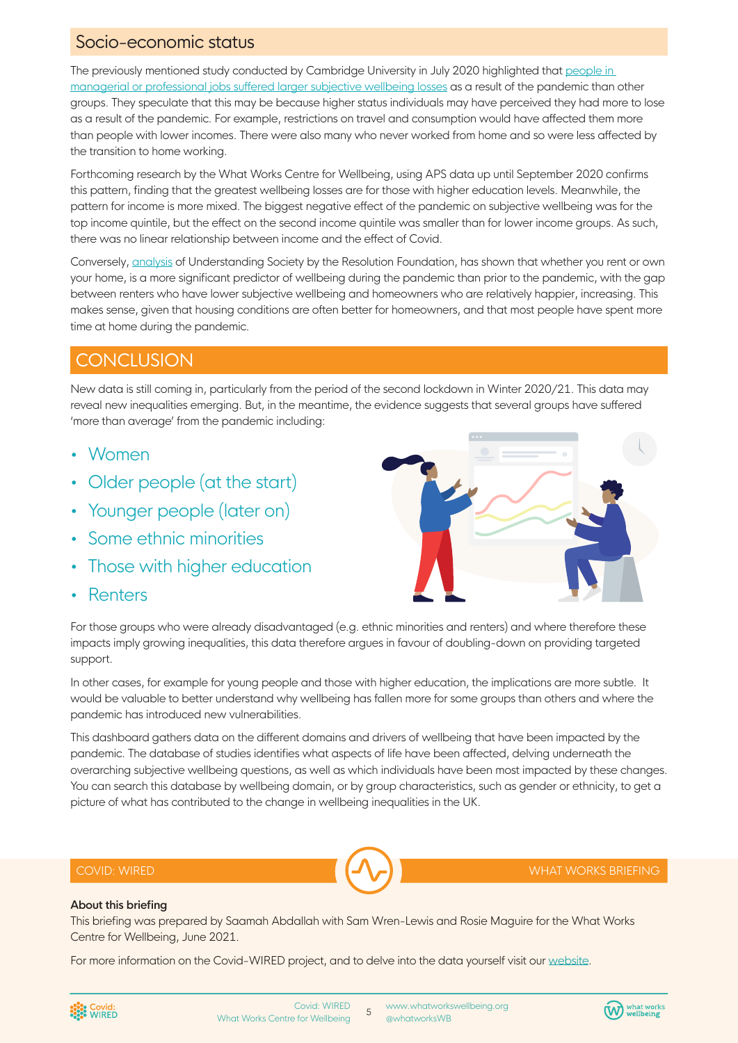## Socio-economic status

The previously mentioned study conducted by Cambridge University in July 2020 highlighted that people in managerial or professional jobs suffered larger subjective wellbeing losses as a result of the pandemic than other groups. They speculate that this may be because higher status individuals may have perceived they had more to lose as a result of the pandemic. For example, restrictions on travel and consumption would have affected them more than people with lower incomes. There were also many who never worked from home and so were less affected by the transition to home working.

Forthcoming research by the What Works Centre for Wellbeing, using APS data up until September 2020 confirms this pattern, finding that the greatest wellbeing losses are for those with higher education levels. Meanwhile, the pattern for income is more mixed. The biggest negative effect of the pandemic on subjective wellbeing was for the top income quintile, but the effect on the second income quintile was smaller than for lower income groups. As such, there was no linear relationship between income and the effect of Covid.

Conversely, analysis of Understanding Society by the Resolution Foundation, has shown that whether you rent or own your home, is a more significant predictor of wellbeing during the pandemic than prior to the pandemic, with the gap between renters who have lower subjective wellbeing and homeowners who are relatively happier, increasing. This makes sense, given that housing conditions are often better for homeowners, and that most people have spent more time at home during the pandemic.

## CONCLUSION

New data is still coming in, particularly from the period of the second lockdown in Winter 2020/21. This data may reveal new inequalities emerging. But, in the meantime, the evidence suggests that several groups have suffered 'more than average' from the pandemic including:

- Women
- Older people (at the start)
- Younger people (later on)
- Some ethnic minorities
- Those with higher education
- Renters

For those groups who were already disadvantaged (e.g. ethnic minorities and renters) and where therefore these impacts imply growing inequalities, this data therefore argues in favour of doubling-down on providing targeted support.

In other cases, for example for young people and those with higher education, the implications are more subtle. It would be valuable to better understand why wellbeing has fallen more for some groups than others and where the pandemic has introduced new vulnerabilities.

This dashboard gathers data on the different domains and drivers of wellbeing that have been impacted by the pandemic. The database of studies identifies what aspects of life have been affected, delving underneath the overarching subjective wellbeing questions, as well as which individuals have been most impacted by these changes. You can search this database by wellbeing domain, or by group characteristics, such as gender or ethnicity, to get a picture of what has contributed to the change in wellbeing inequalities in the UK.

COVID: WIRED — WHAT WORKS BRIEFING

**About this briefing**

This briefing was prepared by Saamah Abdallah with Sam Wren-Lewis and Rosie Maguire for the What Works Centre for Wellbeing, June 2021.

For more information on the Covid-WIRED project, and to delve into the data yourself visit our website.